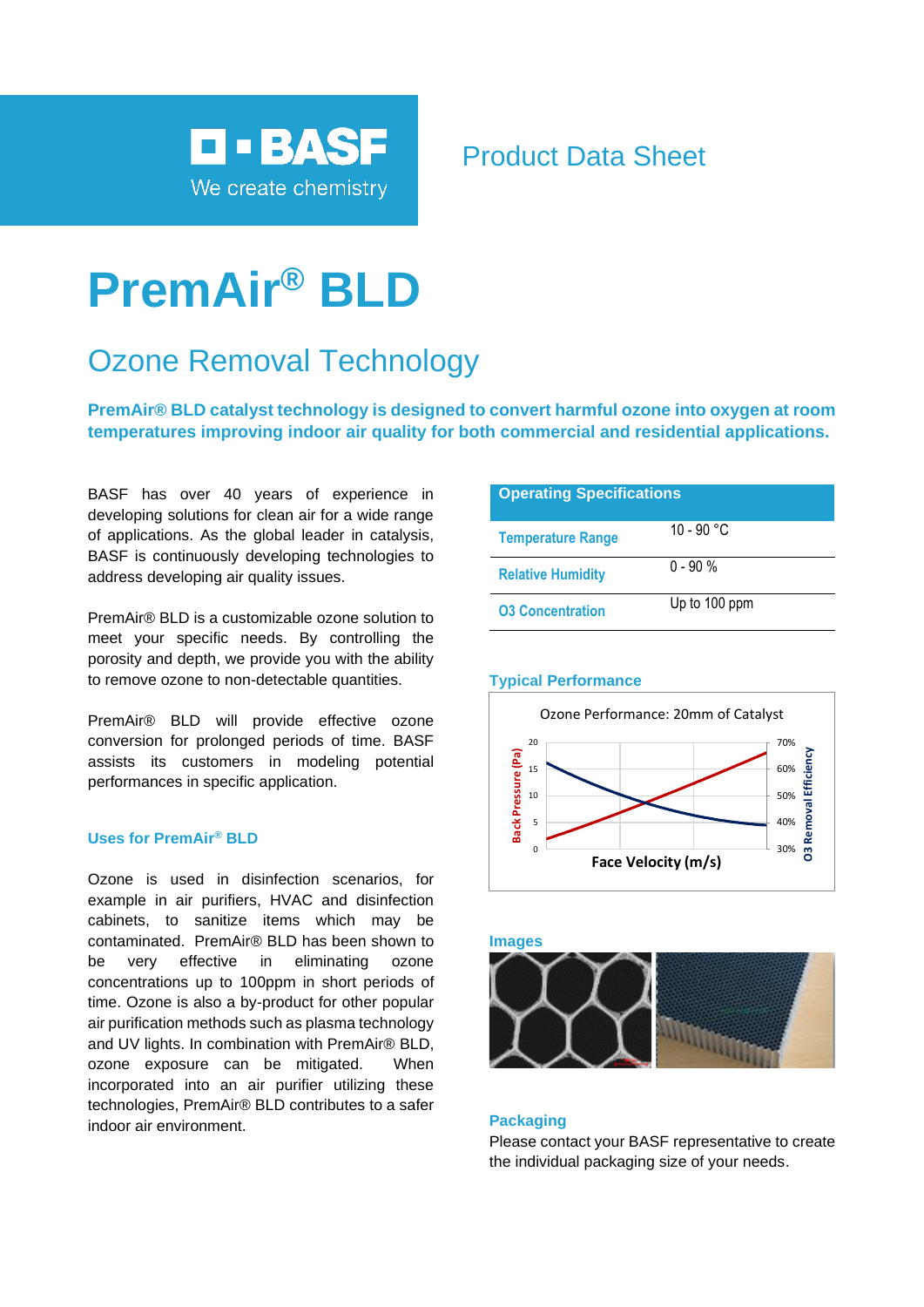BASF
We create chemistry

Product Data Sheet

# PremAir® BLD

## Ozone Removal Technology

**PremAir® BLD catalyst technology is designed to convert harmful ozone into oxygen at room temperatures improving indoor air quality for both commercial and residential applications.**

BASF has over 40 years of experience in developing solutions for clean air for a wide range of applications. As the global leader in catalysis, BASF is continuously developing technologies to address developing air quality issues.

PremAir® BLD is a customizable ozone solution to meet your specific needs. By controlling the porosity and depth, we provide you with the ability to remove ozone to non-detectable quantities.

PremAir® BLD will provide effective ozone conversion for prolonged periods of time. BASF assists its customers in modeling potential performances in specific application.

### Uses for PremAir® BLD

Ozone is used in disinfection scenarios, for example in air purifiers, HVAC and disinfection cabinets, to sanitize items which may be contaminated. PremAir® BLD has been shown to be very effective in eliminating ozone concentrations up to 100ppm in short periods of time. Ozone is also a by-product for other popular air purification methods such as plasma technology and UV lights. In combination with PremAir® BLD, ozone exposure can be mitigated. When incorporated into an air purifier utilizing these technologies, PremAir® BLD contributes to a safer indoor air environment.

| Operating Specifications | |
|---|---|
| Temperature Range | 10 - 90 °C |
| Relative Humidity | 0 - 90 % |
| O3 Concentration | Up to 100 ppm |

### Typical Performance

Ozone Performance: 20mm of Catalyst

Back Pressure (Pa): 0, 5, 10, 15, 20
O3 Removal Efficiency: 30%, 40%, 50%, 60%, 70%
Face Velocity (m/s)

### Images

### Packaging

Please contact your BASF representative to create the individual packaging size of your needs.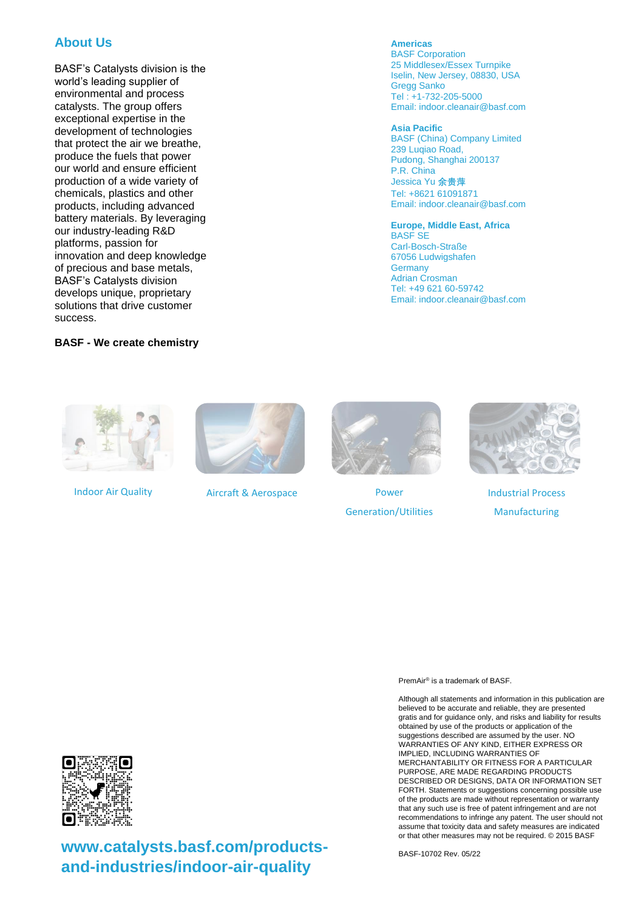## About Us

BASF's Catalysts division is the world's leading supplier of environmental and process catalysts. The group offers exceptional expertise in the development of technologies that protect the air we breathe, produce the fuels that power our world and ensure efficient production of a wide variety of chemicals, plastics and other products, including advanced battery materials. By leveraging our industry-leading R&D platforms, passion for innovation and deep knowledge of precious and base metals, BASF's Catalysts division develops unique, proprietary solutions that drive customer success.

**BASF - We create chemistry**

**Americas**
BASF Corporation
25 Middlesex/Essex Turnpike
Iselin, New Jersey, 08830, USA
Gregg Sanko
Tel : +1-732-205-5000
Email: indoor.cleanair@basf.com

**Asia Pacific**
BASF (China) Company Limited
239 Luqiao Road,
Pudong, Shanghai 200137
P.R. China
Jessica Yu 余贵萍
Tel: +8621 61091871
Email: indoor.cleanair@basf.com

**Europe, Middle East, Africa**
BASF SE
Carl-Bosch-Straße
67056 Ludwigshafen
Germany
Adrian Crosman
Tel: +49 621 60-59742
Email: indoor.cleanair@basf.com

Indoor Air Quality

Aircraft & Aerospace

Power Generation/Utilities

Industrial Process Manufacturing

**www.catalysts.basf.com/products-and-industries/indoor-air-quality**

PremAir® is a trademark of BASF.

Although all statements and information in this publication are believed to be accurate and reliable, they are presented gratis and for guidance only, and risks and liability for results obtained by use of the products or application of the suggestions described are assumed by the user. NO WARRANTIES OF ANY KIND, EITHER EXPRESS OR IMPLIED, INCLUDING WARRANTIES OF MERCHANTABILITY OR FITNESS FOR A PARTICULAR PURPOSE, ARE MADE REGARDING PRODUCTS DESCRIBED OR DESIGNS, DATA OR INFORMATION SET FORTH. Statements or suggestions concerning possible use of the products are made without representation or warranty that any such use is free of patent infringement and are not recommendations to infringe any patent. The user should not assume that toxicity data and safety measures are indicated or that other measures may not be required. © 2015 BASF

BASF-10702 Rev. 05/22